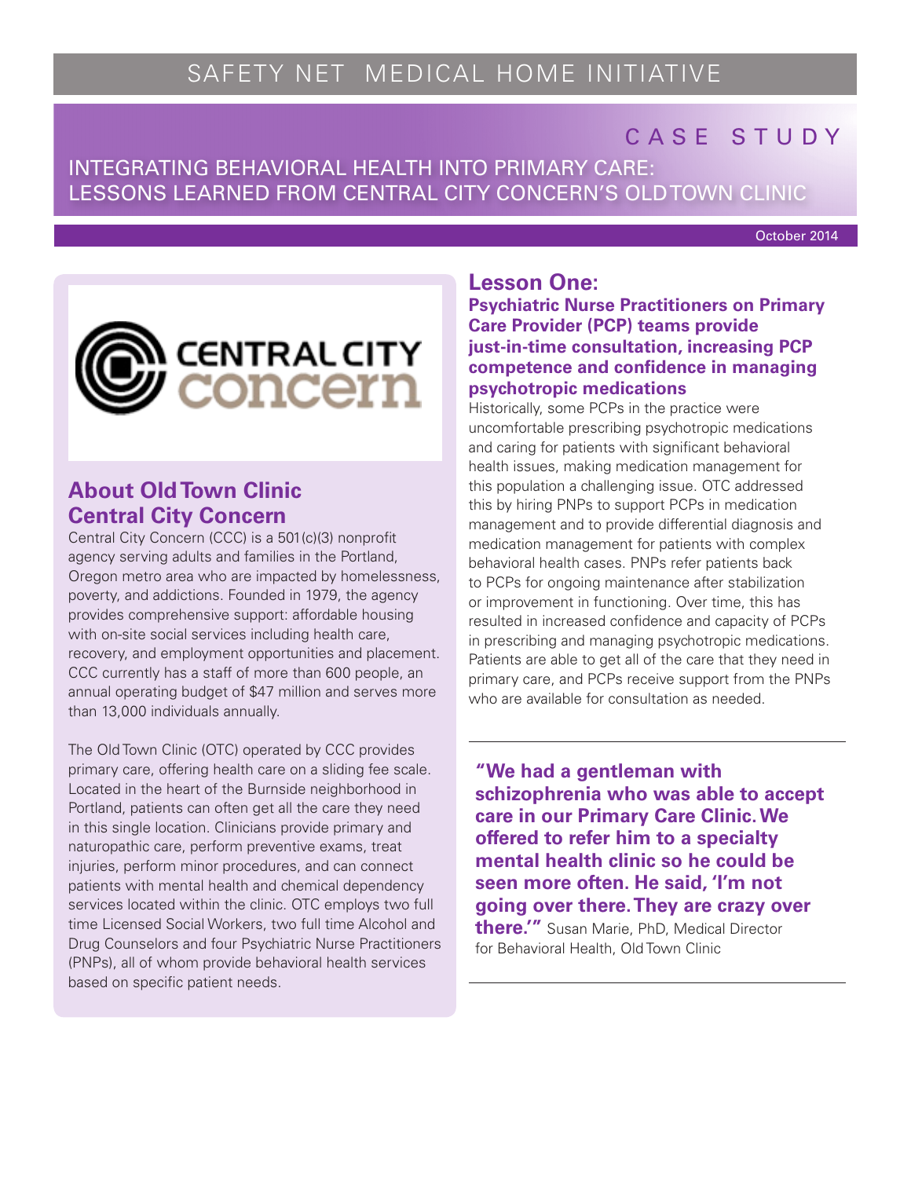SAFETY NET MEDICAL HOME INITIATIVE

CASE STUDY

# INTEGRATING BEHAVIORAL HEALTH INTO PRIMARY CARE: LESSONS LEARNED FROM CENTRAL CITY CONCERN'S OLD TOWN CLINIC

October 2014

## About Old Town Clinic Central City Concern

Central City Concern (CCC) is a 501(c)(3) nonprofit agency serving adults and families in the Portland, Oregon metro area who are impacted by homelessness, poverty, and addictions. Founded in 1979, the agency provides comprehensive support: affordable housing with on-site social services including health care, recovery, and employment opportunities and placement. CCC currently has a staff of more than 600 people, an annual operating budget of $47 million and serves more than 13,000 individuals annually.

The Old Town Clinic (OTC) operated by CCC provides primary care, offering health care on a sliding fee scale. Located in the heart of the Burnside neighborhood in Portland, patients can often get all the care they need in this single location. Clinicians provide primary and naturopathic care, perform preventive exams, treat injuries, perform minor procedures, and can connect patients with mental health and chemical dependency services located within the clinic. OTC employs two full time Licensed Social Workers, two full time Alcohol and Drug Counselors and four Psychiatric Nurse Practitioners (PNPs), all of whom provide behavioral health services based on specific patient needs.

## Lesson One:

### Psychiatric Nurse Practitioners on Primary Care Provider (PCP) teams provide just-in-time consultation, increasing PCP competence and confidence in managing psychotropic medications

Historically, some PCPs in the practice were uncomfortable prescribing psychotropic medications and caring for patients with significant behavioral health issues, making medication management for this population a challenging issue. OTC addressed this by hiring PNPs to support PCPs in medication management and to provide differential diagnosis and medication management for patients with complex behavioral health cases. PNPs refer patients back to PCPs for ongoing maintenance after stabilization or improvement in functioning. Over time, this has resulted in increased confidence and capacity of PCPs in prescribing and managing psychotropic medications. Patients are able to get all of the care that they need in primary care, and PCPs receive support from the PNPs who are available for consultation as needed.

---

**"We had a gentleman with schizophrenia who was able to accept care in our Primary Care Clinic. We offered to refer him to a specialty mental health clinic so he could be seen more often. He said, 'I'm not going over there. They are crazy over there.'"** Susan Marie, PhD, Medical Director for Behavioral Health, Old Town Clinic

---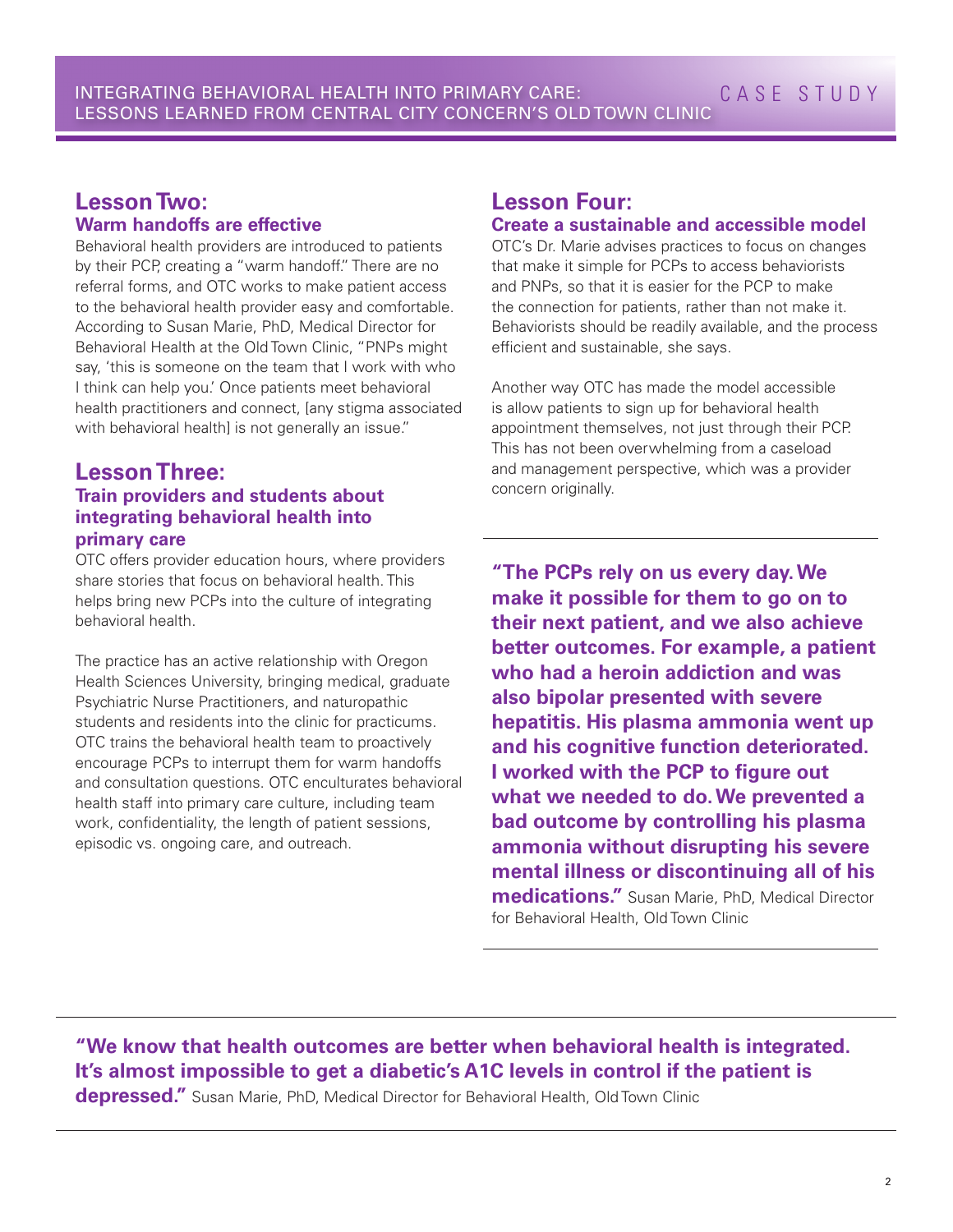## Lesson Two:

### Warm handoffs are effective

Behavioral health providers are introduced to patients by their PCP, creating a "warm handoff." There are no referral forms, and OTC works to make patient access to the behavioral health provider easy and comfortable. According to Susan Marie, PhD, Medical Director for Behavioral Health at the Old Town Clinic, "PNPs might say, 'this is someone on the team that I work with who I think can help you.' Once patients meet behavioral health practitioners and connect, [any stigma associated with behavioral health] is not generally an issue."

## Lesson Three:

### Train providers and students about integrating behavioral health into primary care

OTC offers provider education hours, where providers share stories that focus on behavioral health. This helps bring new PCPs into the culture of integrating behavioral health.

The practice has an active relationship with Oregon Health Sciences University, bringing medical, graduate Psychiatric Nurse Practitioners, and naturopathic students and residents into the clinic for practicums. OTC trains the behavioral health team to proactively encourage PCPs to interrupt them for warm handoffs and consultation questions. OTC enculturates behavioral health staff into primary care culture, including team work, confidentiality, the length of patient sessions, episodic vs. ongoing care, and outreach.

## Lesson Four:

### Create a sustainable and accessible model

OTC's Dr. Marie advises practices to focus on changes that make it simple for PCPs to access behaviorists and PNPs, so that it is easier for the PCP to make the connection for patients, rather than not make it. Behaviorists should be readily available, and the process efficient and sustainable, she says.

Another way OTC has made the model accessible is allow patients to sign up for behavioral health appointment themselves, not just through their PCP. This has not been overwhelming from a caseload and management perspective, which was a provider concern originally.

**"The PCPs rely on us every day. We make it possible for them to go on to their next patient, and we also achieve better outcomes. For example, a patient who had a heroin addiction and was also bipolar presented with severe hepatitis. His plasma ammonia went up and his cognitive function deteriorated. I worked with the PCP to figure out what we needed to do. We prevented a bad outcome by controlling his plasma ammonia without disrupting his severe mental illness or discontinuing all of his medications."** Susan Marie, PhD, Medical Director for Behavioral Health, Old Town Clinic

**"We know that health outcomes are better when behavioral health is integrated. It's almost impossible to get a diabetic's A1C levels in control if the patient is depressed."** Susan Marie, PhD, Medical Director for Behavioral Health, Old Town Clinic